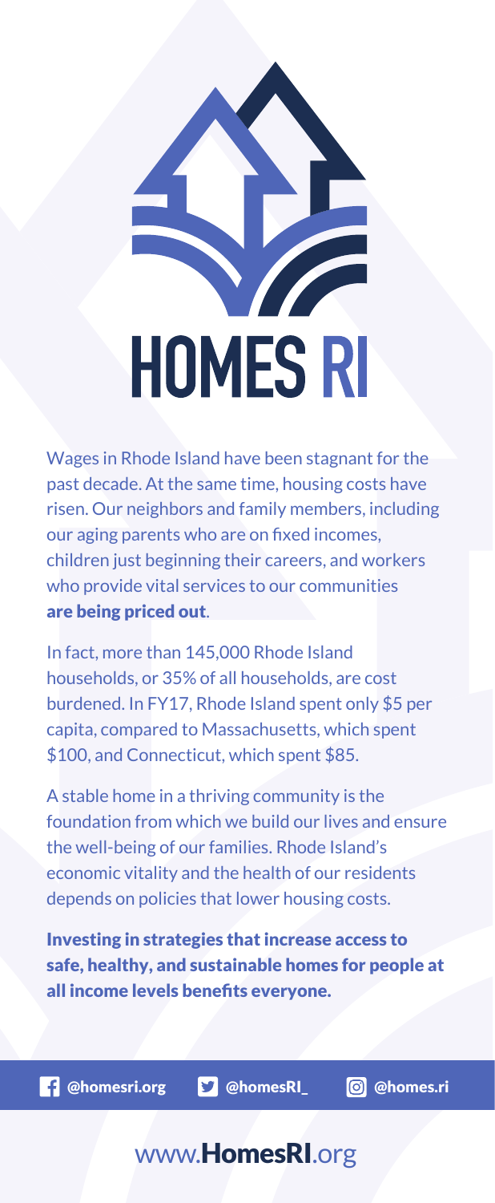# HOMES RI

Wages in Rhode Island have been stagnant for the past decade. At the same time, housing costs have risen. Our neighbors and family members, including our aging parents who are on fixed incomes, children just beginning their careers, and workers who provide vital services to our communities **are being priced out**.

In fact, more than 145,000 Rhode Island households, or 35% of all households, are cost burdened. In FY17, Rhode Island spent only $5 per capita, compared to Massachusetts, which spent $100, and Connecticut, which spent $85.

A stable home in a thriving community is the foundation from which we build our lives and ensure the well-being of our families. Rhode Island's economic vitality and the health of our residents depends on policies that lower housing costs.

**Investing in strategies that increase access to safe, healthy, and sustainable homes for people at all income levels benefits everyone.**

@homesri.org @homesRI_ @homes.ri

www.**HomesRI**.org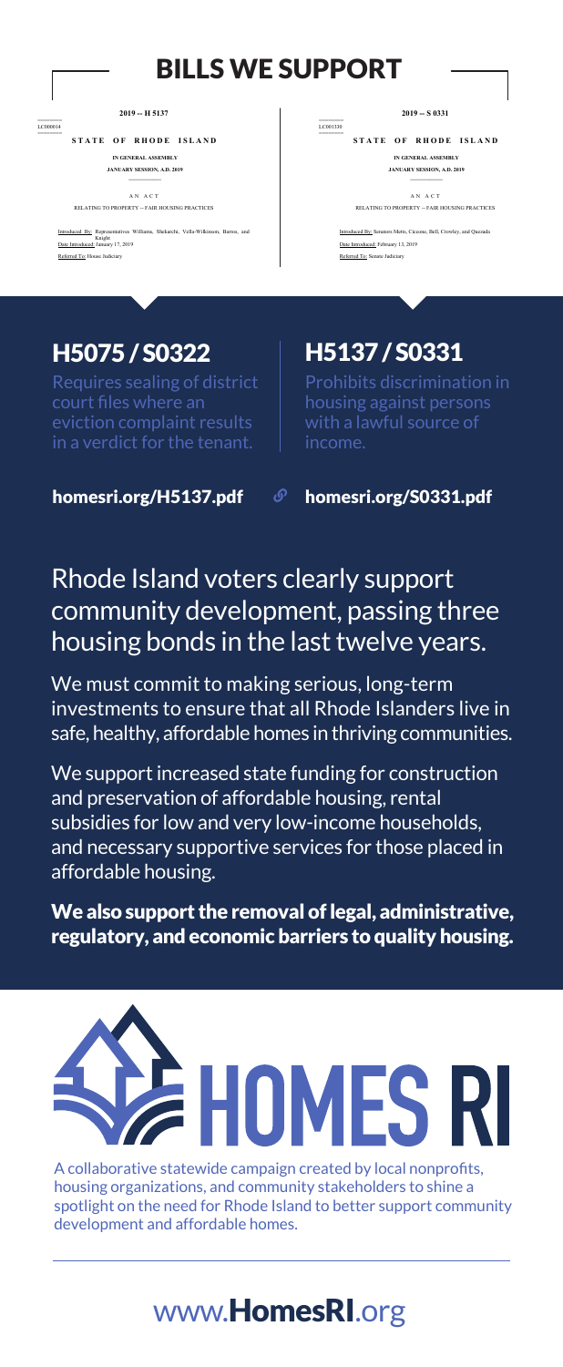# BILLS WE SUPPORT

**2019 -- H 5137**

LC000014

**STATE OF RHODE ISLAND**

**IN GENERAL ASSEMBLY**

**JANUARY SESSION, A.D. 2019**

A N A C T

RELATING TO PROPERTY -- FAIR HOUSING PRACTICES

Introduced By: Representatives Williams, Shekarchi, Vella-Wilkinson, Barros, and Knight

Date Introduced: January 17, 2019

Referred To: House Judiciary

**2019 -- S 0331**

LC001330

**STATE OF RHODE ISLAND**

**IN GENERAL ASSEMBLY**

**JANUARY SESSION, A.D. 2019**

A N A C T

RELATING TO PROPERTY -- FAIR HOUSING PRACTICES

Introduced By: Senators Metts, Ciccone, Bell, Crowley, and Quezada

Date Introduced: February 13, 2019

Referred To: Senate Judiciary

## H5075 / S0322

Requires sealing of district court files where an eviction complaint results in a verdict for the tenant.

## H5137 / S0331

Prohibits discrimination in housing against persons with a lawful source of income.

**homesri.org/H5137.pdf** **homesri.org/S0331.pdf**

## Rhode Island voters clearly support community development, passing three housing bonds in the last twelve years.

We must commit to making serious, long-term investments to ensure that all Rhode Islanders live in safe, healthy, affordable homes in thriving communities.

We support increased state funding for construction and preservation of affordable housing, rental subsidies for low and very low-income households, and necessary supportive services for those placed in affordable housing.

**We also support the removal of legal, administrative, regulatory, and economic barriers to quality housing.**

# HOMES RI

A collaborative statewide campaign created by local nonprofits, housing organizations, and community stakeholders to shine a spotlight on the need for Rhode Island to better support community development and affordable homes.

## www.**HomesRI**.org